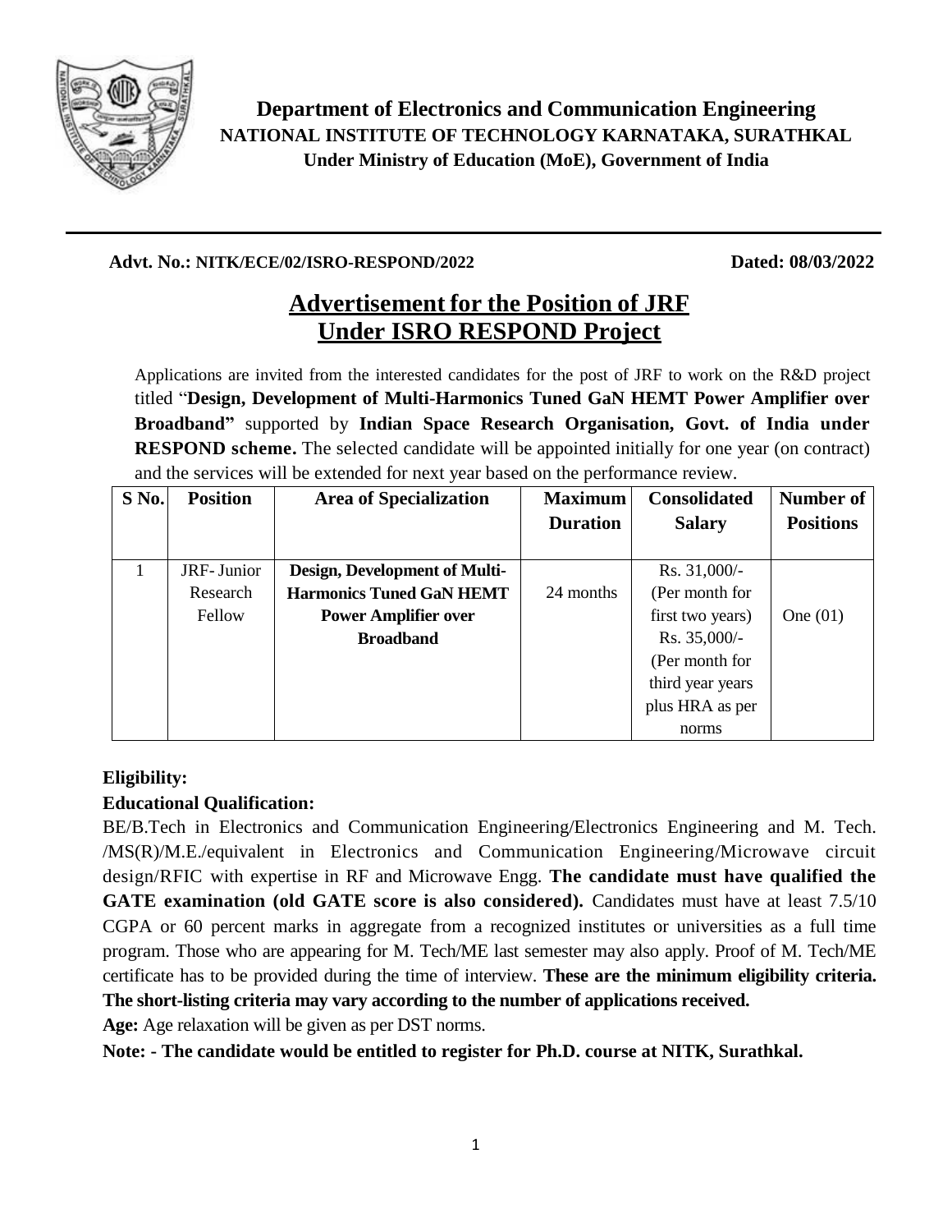**Department of Electronics and Communication Engineering**
**NATIONAL INSTITUTE OF TECHNOLOGY KARNATAKA, SURATHKAL**
**Under Ministry of Education (MoE), Government of India**

---

**Advt. No.: NITK/ECE/02/ISRO-RESPOND/2022** **Dated: 08/03/2022**

# Advertisement for the Position of JRF Under ISRO RESPOND Project

Applications are invited from the interested candidates for the post of JRF to work on the R&D project titled "**Design, Development of Multi-Harmonics Tuned GaN HEMT Power Amplifier over Broadband"** supported by **Indian Space Research Organisation, Govt. of India under RESPOND scheme.** The selected candidate will be appointed initially for one year (on contract) and the services will be extended for next year based on the performance review.

| S No. | Position | Area of Specialization | Maximum Duration | Consolidated Salary | Number of Positions |
|---|---|---|---|---|---|
| 1 | JRF- Junior Research Fellow | **Design, Development of Multi-Harmonics Tuned GaN HEMT Power Amplifier over Broadband** | 24 months | Rs. 31,000/- (Per month for first two years) Rs. 35,000/- (Per month for third year years plus HRA as per norms | One (01) |

**Eligibility:**

**Educational Qualification:**

BE/B.Tech in Electronics and Communication Engineering/Electronics Engineering and M. Tech. /MS(R)/M.E./equivalent in Electronics and Communication Engineering/Microwave circuit design/RFIC with expertise in RF and Microwave Engg. **The candidate must have qualified the GATE examination (old GATE score is also considered).** Candidates must have at least 7.5/10 CGPA or 60 percent marks in aggregate from a recognized institutes or universities as a full time program. Those who are appearing for M. Tech/ME last semester may also apply. Proof of M. Tech/ME certificate has to be provided during the time of interview. **These are the minimum eligibility criteria. The short-listing criteria may vary according to the number of applications received.**

**Age:** Age relaxation will be given as per DST norms.

**Note: - The candidate would be entitled to register for Ph.D. course at NITK, Surathkal.**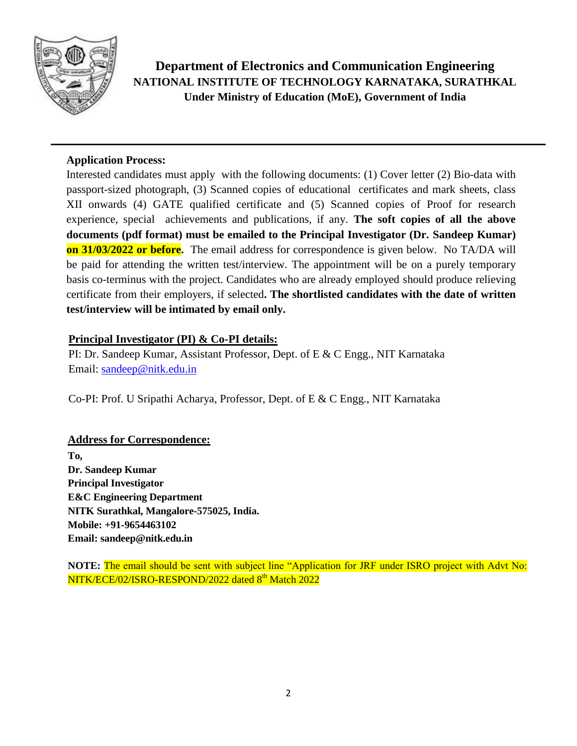**Department of Electronics and Communication Engineering**
**NATIONAL INSTITUTE OF TECHNOLOGY KARNATAKA, SURATHKAL**
**Under Ministry of Education (MoE), Government of India**

---

**Application Process:**

Interested candidates must apply with the following documents: (1) Cover letter (2) Bio-data with passport-sized photograph, (3) Scanned copies of educational certificates and mark sheets, class XII onwards (4) GATE qualified certificate and (5) Scanned copies of Proof for research experience, special achievements and publications, if any. **The soft copies of all the above documents (pdf format) must be emailed to the Principal Investigator (Dr. Sandeep Kumar) on 31/03/2022 or before.** The email address for correspondence is given below. No TA/DA will be paid for attending the written test/interview. The appointment will be on a purely temporary basis co-terminus with the project. Candidates who are already employed should produce relieving certificate from their employers, if selected**. The shortlisted candidates with the date of written test/interview will be intimated by email only.**

**Principal Investigator (PI) & Co-PI details:**

PI: Dr. Sandeep Kumar, Assistant Professor, Dept. of E & C Engg., NIT Karnataka
Email: sandeep@nitk.edu.in

Co-PI: Prof. U Sripathi Acharya, Professor, Dept. of E & C Engg., NIT Karnataka

**Address for Correspondence:**

**To,**
**Dr. Sandeep Kumar**
**Principal Investigator**
**E&C Engineering Department**
**NITK Surathkal, Mangalore-575025, India.**
**Mobile: +91-9654463102**
**Email: sandeep@nitk.edu.in**

**NOTE:** The email should be sent with subject line "Application for JRF under ISRO project with Advt No: NITK/ECE/02/ISRO-RESPOND/2022 dated 8th Match 2022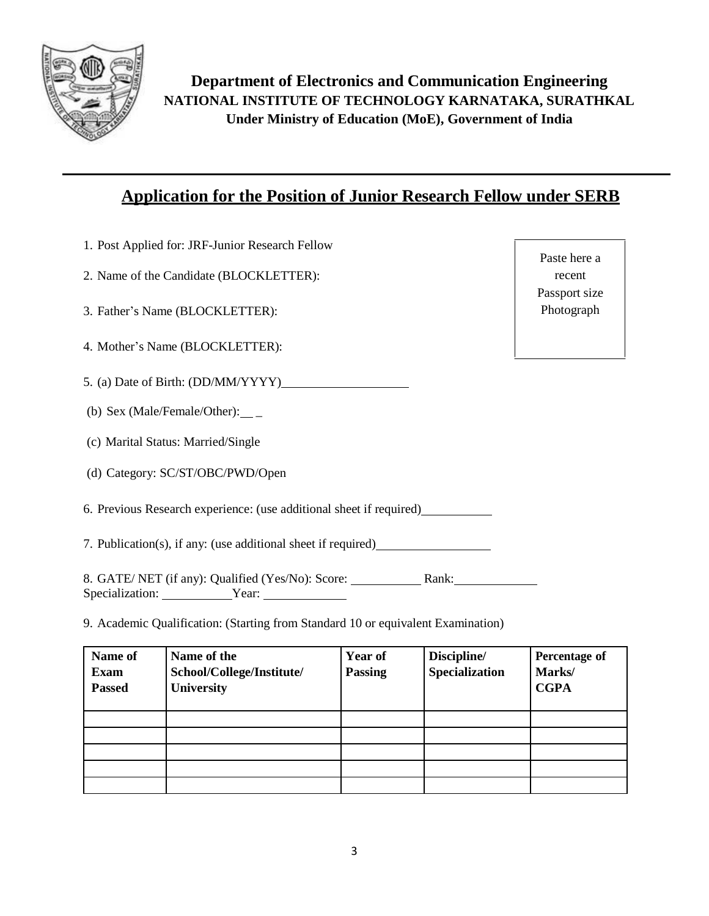**Department of Electronics and Communication Engineering**
**NATIONAL INSTITUTE OF TECHNOLOGY KARNATAKA, SURATHKAL**
**Under Ministry of Education (MoE), Government of India**

---

## Application for the Position of Junior Research Fellow under SERB

Paste here a recent Passport size Photograph

1. Post Applied for: JRF-Junior Research Fellow
2. Name of the Candidate (BLOCKLETTER):
3. Father's Name (BLOCKLETTER):
4. Mother's Name (BLOCKLETTER):
5. (a) Date of Birth: (DD/MM/YYYY)____________________

 (b) Sex (Male/Female/Other):__ _

 (c) Marital Status: Married/Single

 (d) Category: SC/ST/OBC/PWD/Open

6. Previous Research experience: (use additional sheet if required)___________
7. Publication(s), if any: (use additional sheet if required)__________________
8. GATE/ NET (if any): Qualified (Yes/No): Score: ___________ Rank:_____________
 Specialization: ___________Year: _____________
9. Academic Qualification: (Starting from Standard 10 or equivalent Examination)

| Name of Exam Passed | Name of the School/College/Institute/ University | Year of Passing | Discipline/ Specialization | Percentage of Marks/ CGPA |
|---|---|---|---|---|
| | | | | |
| | | | | |
| | | | | |
| | | | | |
| | | | | |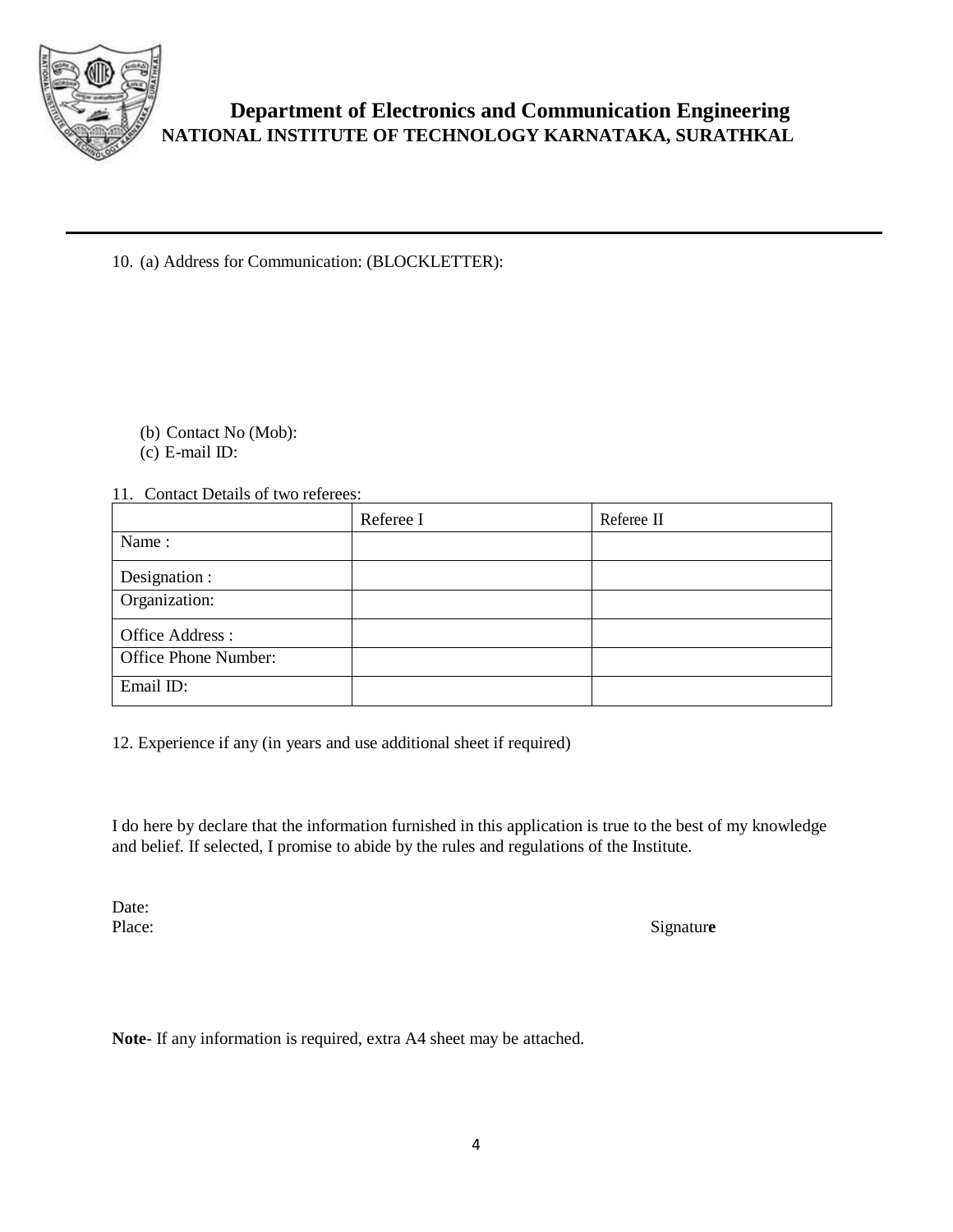## Department of Electronics and Communication Engineering
### NATIONAL INSTITUTE OF TECHNOLOGY KARNATAKA, SURATHKAL

---

10. (a) Address for Communication: (BLOCKLETTER):

 (b) Contact No (Mob):

 (c) E-mail ID:

11. Contact Details of two referees:

| | Referee I | Referee II |
|---|---|---|
| Name : | | |
| Designation : | | |
| Organization: | | |
| Office Address : | | |
| Office Phone Number: | | |
| Email ID: | | |

12. Experience if any (in years and use additional sheet if required)

I do here by declare that the information furnished in this application is true to the best of my knowledge and belief. If selected, I promise to abide by the rules and regulations of the Institute.

Date:

Place: Signatur**e**

**Note**- If any information is required, extra A4 sheet may be attached.